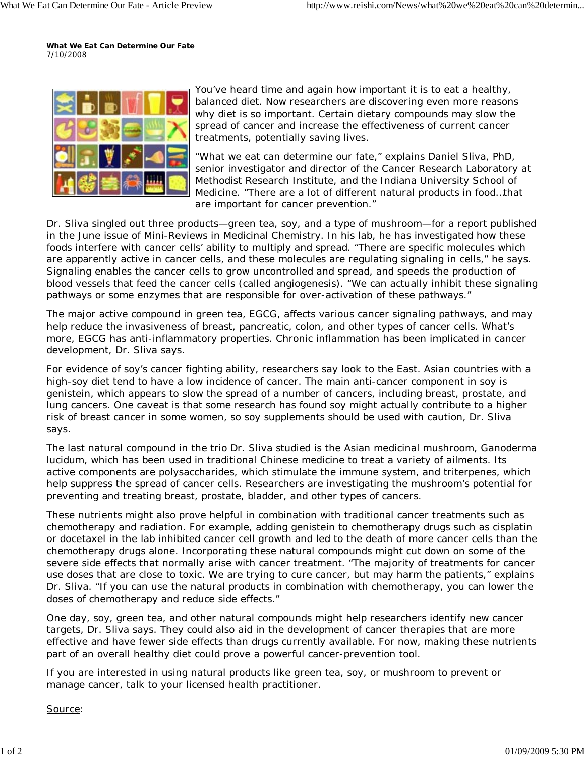**What We Eat Can Determine Our Fate**
7/10/2008

You've heard time and again how important it is to eat a healthy, balanced diet. Now researchers are discovering even more reasons why diet is so important. Certain dietary compounds may slow the spread of cancer and increase the effectiveness of current cancer treatments, potentially saving lives.

"What we eat can determine our fate," explains Daniel Sliva, PhD, senior investigator and director of the Cancer Research Laboratory at Methodist Research Institute, and the Indiana University School of Medicine. "There are a lot of different natural products in food…that are important for cancer prevention."

Dr. Sliva singled out three products—green tea, soy, and a type of mushroom—for a report published in the June issue of Mini-Reviews in Medicinal Chemistry. In his lab, he has investigated how these foods interfere with cancer cells' ability to multiply and spread. "There are specific molecules which are apparently active in cancer cells, and these molecules are regulating signaling in cells," he says. Signaling enables the cancer cells to grow uncontrolled and spread, and speeds the production of blood vessels that feed the cancer cells (called angiogenesis). "We can actually inhibit these signaling pathways or some enzymes that are responsible for over-activation of these pathways."

The major active compound in green tea, EGCG, affects various cancer signaling pathways, and may help reduce the invasiveness of breast, pancreatic, colon, and other types of cancer cells. What's more, EGCG has anti-inflammatory properties. Chronic inflammation has been implicated in cancer development, Dr. Sliva says.

For evidence of soy's cancer fighting ability, researchers say look to the East. Asian countries with a high-soy diet tend to have a low incidence of cancer. The main anti-cancer component in soy is genistein, which appears to slow the spread of a number of cancers, including breast, prostate, and lung cancers. One caveat is that some research has found soy might actually contribute to a higher risk of breast cancer in some women, so soy supplements should be used with caution, Dr. Sliva says.

The last natural compound in the trio Dr. Sliva studied is the Asian medicinal mushroom, Ganoderma lucidum, which has been used in traditional Chinese medicine to treat a variety of ailments. Its active components are polysaccharides, which stimulate the immune system, and triterpenes, which help suppress the spread of cancer cells. Researchers are investigating the mushroom's potential for preventing and treating breast, prostate, bladder, and other types of cancers.

These nutrients might also prove helpful in combination with traditional cancer treatments such as chemotherapy and radiation. For example, adding genistein to chemotherapy drugs such as cisplatin or docetaxel in the lab inhibited cancer cell growth and led to the death of more cancer cells than the chemotherapy drugs alone. Incorporating these natural compounds might cut down on some of the severe side effects that normally arise with cancer treatment. "The majority of treatments for cancer use doses that are close to toxic. We are trying to cure cancer, but may harm the patients," explains Dr. Sliva. "If you can use the natural products in combination with chemotherapy, you can lower the doses of chemotherapy and reduce side effects."

One day, soy, green tea, and other natural compounds might help researchers identify new cancer targets, Dr. Sliva says. They could also aid in the development of cancer therapies that are more effective and have fewer side effects than drugs currently available. For now, making these nutrients part of an overall healthy diet could prove a powerful cancer-prevention tool.

If you are interested in using natural products like green tea, soy, or mushroom to prevent or manage cancer, talk to your licensed health practitioner.

Source: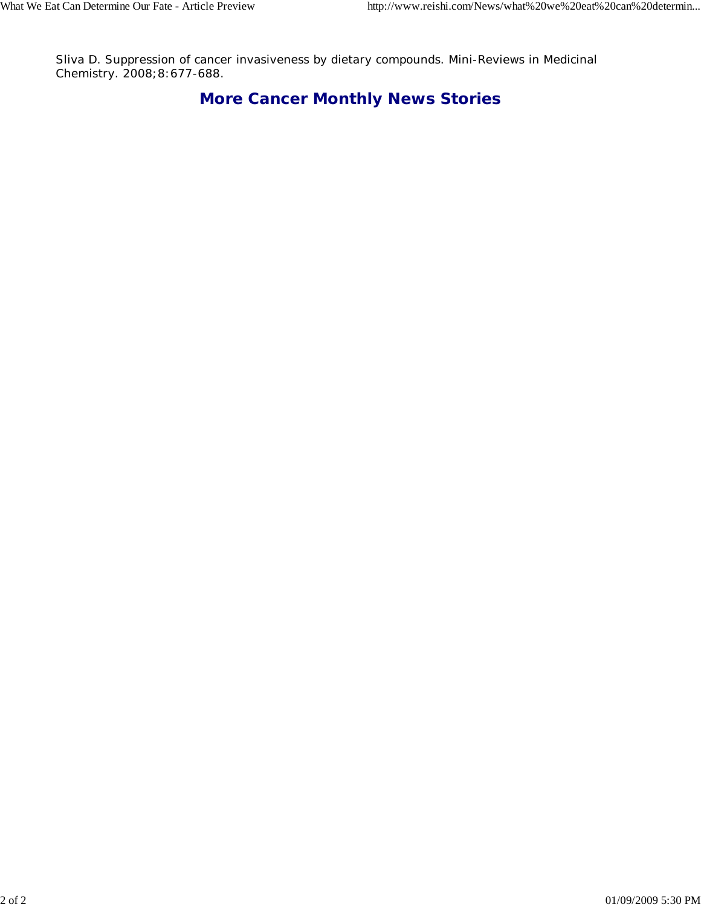Sliva D. Suppression of cancer invasiveness by dietary compounds. Mini-Reviews in Medicinal Chemistry. 2008;8:677-688.

## More Cancer Monthly News Stories